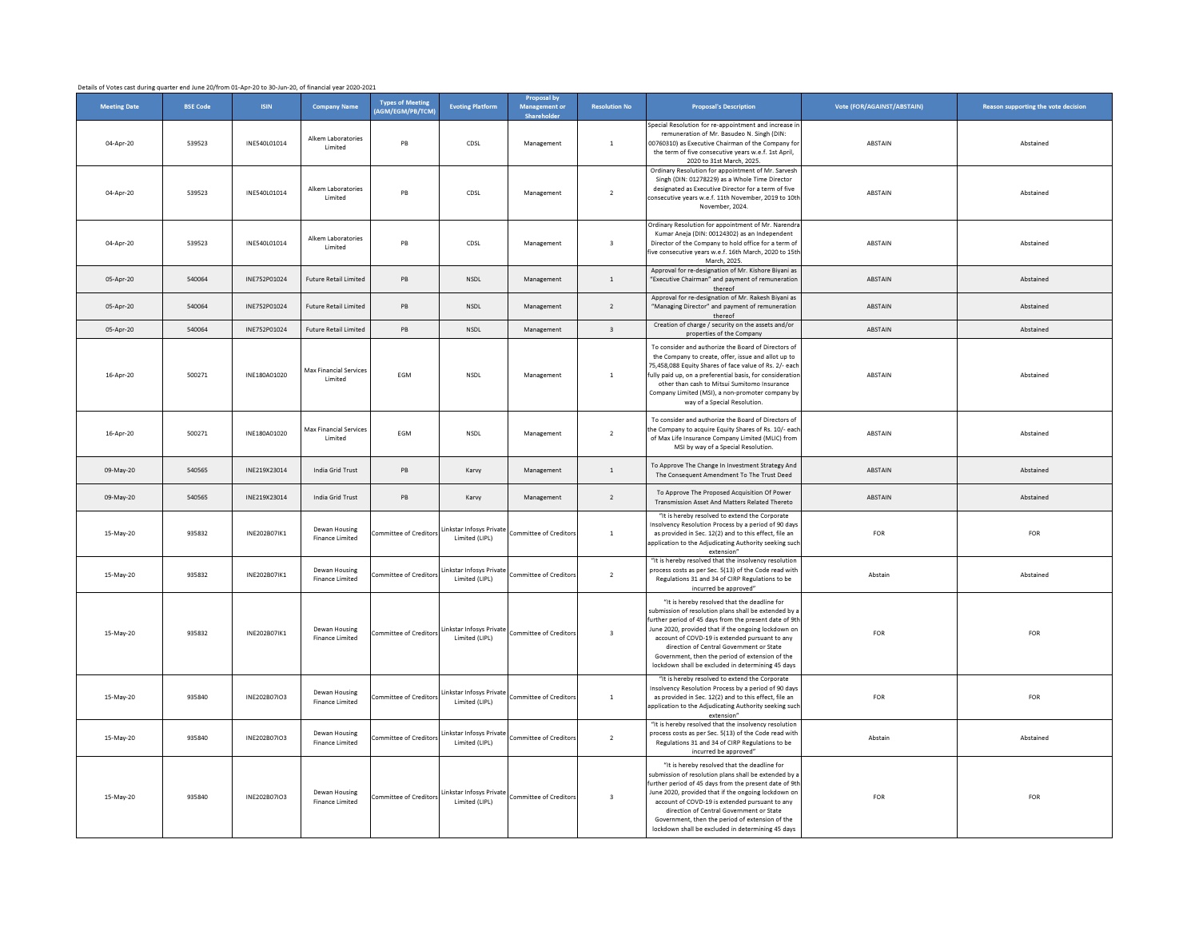Details of Votes cast during quarter end June 20/from 01-Apr-20 to 30-Jun-20, of financial year 2020-2021

| Meeting Date | BSE Code | ISIN | Company Name | Types of Meeting (AGM/EGM/PB/TCM) | Evoting Platform | Proposal by Management or Shareholder | Resolution No | Proposal's Description | Vote (FOR/AGAINST/ABSTAIN) | Reason supporting the vote decision |
|---|---|---|---|---|---|---|---|---|---|---|
| 04-Apr-20 | 539523 | INE540L01014 | Alkem Laboratories Limited | PB | CDSL | Management | 1 | Special Resolution for re-appointment and increase in remuneration of Mr. Basudeo N. Singh (DIN: 00760310) as Executive Chairman of the Company for the term of five consecutive years w.e.f. 1st April, 2020 to 31st March, 2025. | ABSTAIN | Abstained |
| 04-Apr-20 | 539523 | INE540L01014 | Alkem Laboratories Limited | PB | CDSL | Management | 2 | Ordinary Resolution for appointment of Mr. Sarvesh Singh (DIN: 01278229) as a Whole Time Director designated as Executive Director for a term of five consecutive years w.e.f. 11th November, 2019 to 10th November, 2024. | ABSTAIN | Abstained |
| 04-Apr-20 | 539523 | INE540L01014 | Alkem Laboratories Limited | PB | CDSL | Management | 3 | Ordinary Resolution for appointment of Mr. Narendra Kumar Aneja (DIN: 00124302) as an Independent Director of the Company to hold office for a term of five consecutive years w.e.f. 16th March, 2020 to 15th March, 2025. | ABSTAIN | Abstained |
| 05-Apr-20 | 540064 | INE752P01024 | Future Retail Limited | PB | NSDL | Management | 1 | Approval for re-designation of Mr. Kishore Biyani as "Executive Chairman" and payment of remuneration thereof | ABSTAIN | Abstained |
| 05-Apr-20 | 540064 | INE752P01024 | Future Retail Limited | PB | NSDL | Management | 2 | Approval for re-designation of Mr. Rakesh Biyani as "Managing Director" and payment of remuneration thereof | ABSTAIN | Abstained |
| 05-Apr-20 | 540064 | INE752P01024 | Future Retail Limited | PB | NSDL | Management | 3 | Creation of charge / security on the assets and/or properties of the Company | ABSTAIN | Abstained |
| 16-Apr-20 | 500271 | INE180A01020 | Max Financial Services Limited | EGM | NSDL | Management | 1 | To consider and authorize the Board of Directors of the Company to create, offer, issue and allot up to 75,458,088 Equity Shares of face value of Rs. 2/- each fully paid up, on a preferential basis, for consideration other than cash to Mitsui Sumitomo Insurance Company Limited (MSI), a non-promoter company by way of a Special Resolution. | ABSTAIN | Abstained |
| 16-Apr-20 | 500271 | INE180A01020 | Max Financial Services Limited | EGM | NSDL | Management | 2 | To consider and authorize the Board of Directors of the Company to acquire Equity Shares of Rs. 10/- each of Max Life Insurance Company Limited (MLIC) from MSI by way of a Special Resolution. | ABSTAIN | Abstained |
| 09-May-20 | 540565 | INE219X23014 | India Grid Trust | PB | Karvy | Management | 1 | To Approve The Change In Investment Strategy And The Consequent Amendment To The Trust Deed | ABSTAIN | Abstained |
| 09-May-20 | 540565 | INE219X23014 | India Grid Trust | PB | Karvy | Management | 2 | To Approve The Proposed Acquisition Of Power Transmission Asset And Matters Related Thereto | ABSTAIN | Abstained |
| 15-May-20 | 935832 | INE202B07IK1 | Dewan Housing Finance Limited | Committee of Creditors | Linkstar Infosys Private Limited (LIPL) | Committee of Creditors | 1 | "It is hereby resolved to extend the Corporate Insolvency Resolution Process by a period of 90 days as provided in Sec. 12(2) and to this effect, file an application to the Adjudicating Authority seeking such extension" | FOR | FOR |
| 15-May-20 | 935832 | INE202B07IK1 | Dewan Housing Finance Limited | Committee of Creditors | Linkstar Infosys Private Limited (LIPL) | Committee of Creditors | 2 | "It is hereby resolved that the insolvency resolution process costs as per Sec. 5(13) of the Code read with Regulations 31 and 34 of CIRP Regulations to be incurred be approved" | Abstain | Abstained |
| 15-May-20 | 935832 | INE202B07IK1 | Dewan Housing Finance Limited | Committee of Creditors | Linkstar Infosys Private Limited (LIPL) | Committee of Creditors | 3 | "It is hereby resolved that the deadline for submission of resolution plans shall be extended by a further period of 45 days from the present date of 9th June 2020, provided that if the ongoing lockdown on account of COVID-19 is extended pursuant to any direction of Central Government or State Government, then the period of extension of the lockdown shall be excluded in determining 45 days | FOR | FOR |
| 15-May-20 | 935840 | INE202B07IO3 | Dewan Housing Finance Limited | Committee of Creditors | Linkstar Infosys Private Limited (LIPL) | Committee of Creditors | 1 | "It is hereby resolved to extend the Corporate Insolvency Resolution Process by a period of 90 days as provided in Sec. 12(2) and to this effect, file an application to the Adjudicating Authority seeking such extension" | FOR | FOR |
| 15-May-20 | 935840 | INE202B07IO3 | Dewan Housing Finance Limited | Committee of Creditors | Linkstar Infosys Private Limited (LIPL) | Committee of Creditors | 2 | "It is hereby resolved that the insolvency resolution process costs as per Sec. 5(13) of the Code read with Regulations 31 and 34 of CIRP Regulations to be incurred be approved" | Abstain | Abstained |
| 15-May-20 | 935840 | INE202B07IO3 | Dewan Housing Finance Limited | Committee of Creditors | Linkstar Infosys Private Limited (LIPL) | Committee of Creditors | 3 | "It is hereby resolved that the deadline for submission of resolution plans shall be extended by a further period of 45 days from the present date of 9th June 2020, provided that if the ongoing lockdown on account of COVID-19 is extended pursuant to any direction of Central Government or State Government, then the period of extension of the lockdown shall be excluded in determining 45 days | FOR | FOR |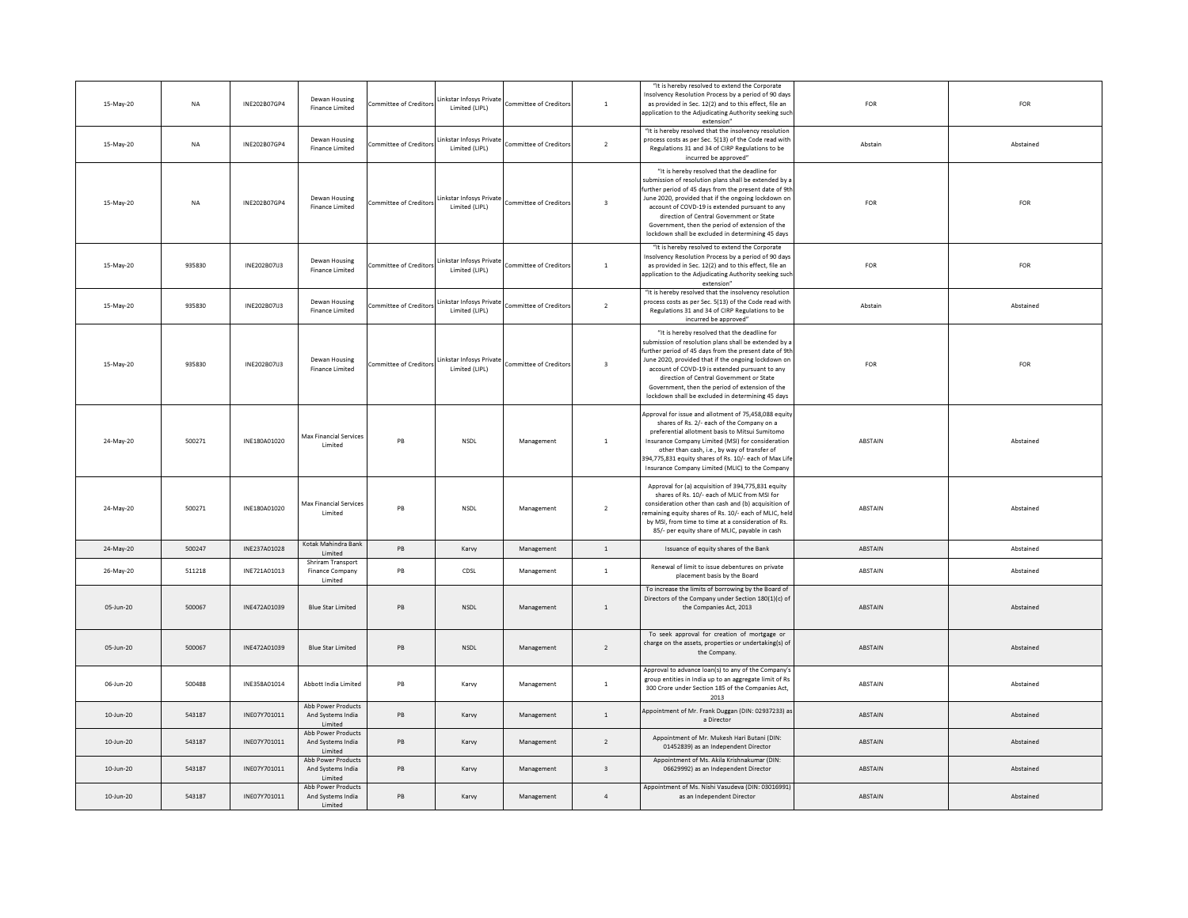| | | | | | | | | | | |
|---|---|---|---|---|---|---|---|---|---|---|
| 15-May-20 | NA | INE202B07GP4 | Dewan Housing Finance Limited | Committee of Creditors | Linkstar Infosys Private Limited (LIPL) | Committee of Creditors | 1 | "It is hereby resolved to extend the Corporate Insolvency Resolution Process by a period of 90 days as provided in Sec. 12(2) and to this effect, file an application to the Adjudicating Authority seeking such extension" | FOR | FOR |
| 15-May-20 | NA | INE202B07GP4 | Dewan Housing Finance Limited | Committee of Creditors | Linkstar Infosys Private Limited (LIPL) | Committee of Creditors | 2 | "It is hereby resolved that the insolvency resolution process costs as per Sec. 5(13) of the Code read with Regulations 31 and 34 of CIRP Regulations to be incurred be approved" | Abstain | Abstained |
| 15-May-20 | NA | INE202B07GP4 | Dewan Housing Finance Limited | Committee of Creditors | Linkstar Infosys Private Limited (LIPL) | Committee of Creditors | 3 | "It is hereby resolved that the deadline for submission of resolution plans shall be extended by a further period of 45 days from the present date of 9th June 2020, provided that if the ongoing lockdown on account of COVD-19 is extended pursuant to any direction of Central Government or State Government, then the period of extension of the lockdown shall be excluded in determining 45 days | FOR | FOR |
| 15-May-20 | 935830 | INE202B07IJ3 | Dewan Housing Finance Limited | Committee of Creditors | Linkstar Infosys Private Limited (LIPL) | Committee of Creditors | 1 | "It is hereby resolved to extend the Corporate Insolvency Resolution Process by a period of 90 days as provided in Sec. 12(2) and to this effect, file an application to the Adjudicating Authority seeking such extension" | FOR | FOR |
| 15-May-20 | 935830 | INE202B07IJ3 | Dewan Housing Finance Limited | Committee of Creditors | Linkstar Infosys Private Limited (LIPL) | Committee of Creditors | 2 | "It is hereby resolved that the insolvency resolution process costs as per Sec. 5(13) of the Code read with Regulations 31 and 34 of CIRP Regulations to be incurred be approved" | Abstain | Abstained |
| 15-May-20 | 935830 | INE202B07IJ3 | Dewan Housing Finance Limited | Committee of Creditors | Linkstar Infosys Private Limited (LIPL) | Committee of Creditors | 3 | "It is hereby resolved that the deadline for submission of resolution plans shall be extended by a further period of 45 days from the present date of 9th June 2020, provided that if the ongoing lockdown on account of COVD-19 is extended pursuant to any direction of Central Government or State Government, then the period of extension of the lockdown shall be excluded in determining 45 days | FOR | FOR |
| 24-May-20 | 500271 | INE180A01020 | Max Financial Services Limited | PB | NSDL | Management | 1 | Approval for issue and allotment of 75,458,088 equity shares of Rs. 2/- each of the Company on a preferential allotment basis to Mitsui Sumitomo Insurance Company Limited (MSI) for consideration other than cash, i.e., by way of transfer of 394,775,831 equity shares of Rs. 10/- each of Max Life Insurance Company Limited (MLIC) to the Company | ABSTAIN | Abstained |
| 24-May-20 | 500271 | INE180A01020 | Max Financial Services Limited | PB | NSDL | Management | 2 | Approval for (a) acquisition of 394,775,831 equity shares of Rs. 10/- each of MLIC from MSI for consideration other than cash and (b) acquisition of remaining equity shares of Rs. 10/- each of MLIC, held by MSI, from time to time at a consideration of Rs. 85/- per equity share of MLIC, payable in cash | ABSTAIN | Abstained |
| 24-May-20 | 500247 | INE237A01028 | Kotak Mahindra Bank Limited | PB | Karvy | Management | 1 | Issuance of equity shares of the Bank | ABSTAIN | Abstained |
| 26-May-20 | 511218 | INE721A01013 | Shriram Transport Finance Company Limited | PB | CDSL | Management | 1 | Renewal of limit to issue debentures on private placement basis by the Board | ABSTAIN | Abstained |
| 05-Jun-20 | 500067 | INE472A01039 | Blue Star Limited | PB | NSDL | Management | 1 | To increase the limits of borrowing by the Board of Directors of the Company under Section 180(1)(c) of the Companies Act, 2013 | ABSTAIN | Abstained |
| 05-Jun-20 | 500067 | INE472A01039 | Blue Star Limited | PB | NSDL | Management | 2 | To seek approval for creation of mortgage or charge on the assets, properties or undertaking(s) of the Company. | ABSTAIN | Abstained |
| 06-Jun-20 | 500488 | INE358A01014 | Abbott India Limited | PB | Karvy | Management | 1 | Approval to advance loan(s) to any of the Company's group entities in India up to an aggregate limit of Rs 300 Crore under Section 185 of the Companies Act, 2013 | ABSTAIN | Abstained |
| 10-Jun-20 | 543187 | INE07Y701011 | Abb Power Products And Systems India Limited | PB | Karvy | Management | 1 | Appointment of Mr. Frank Duggan (DIN: 02937233) as a Director | ABSTAIN | Abstained |
| 10-Jun-20 | 543187 | INE07Y701011 | Abb Power Products And Systems India Limited | PB | Karvy | Management | 2 | Appointment of Mr. Mukesh Hari Butani (DIN: 01452839) as an Independent Director | ABSTAIN | Abstained |
| 10-Jun-20 | 543187 | INE07Y701011 | Abb Power Products And Systems India Limited | PB | Karvy | Management | 3 | Appointment of Ms. Akila Krishnakumar (DIN: 06629992) as an Independent Director | ABSTAIN | Abstained |
| 10-Jun-20 | 543187 | INE07Y701011 | Abb Power Products And Systems India Limited | PB | Karvy | Management | 4 | Appointment of Ms. Nishi Vasudeva (DIN: 03016991) as an Independent Director | ABSTAIN | Abstained |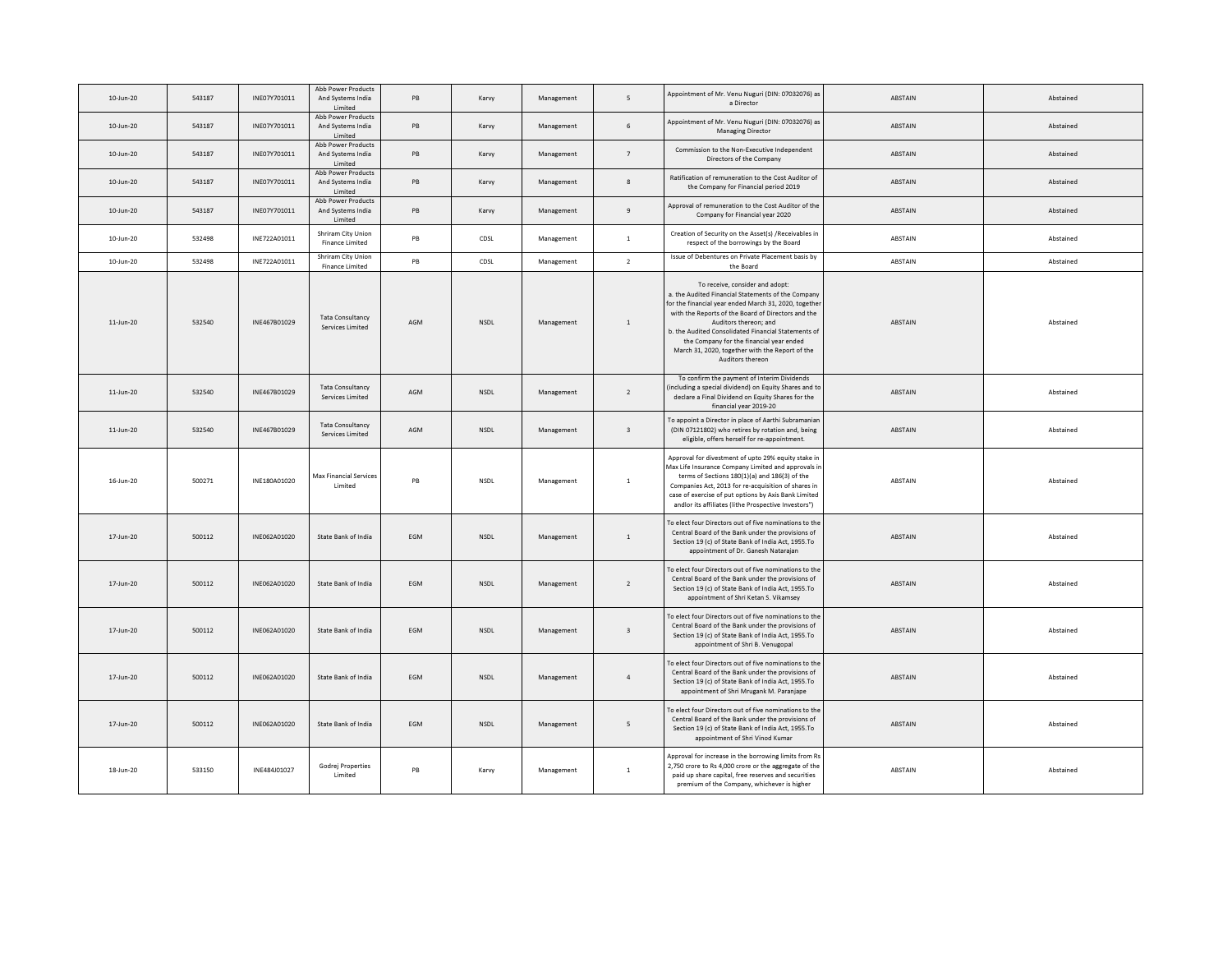| | | | | | | | | | | |
|---|---|---|---|---|---|---|---|---|---|---|
| 10-Jun-20 | 543187 | INE07Y701011 | Abb Power Products And Systems India Limited | PB | Karvy | Management | 5 | Appointment of Mr. Venu Nuguri (DIN: 07032076) as a Director | ABSTAIN | Abstained |
| 10-Jun-20 | 543187 | INE07Y701011 | Abb Power Products And Systems India Limited | PB | Karvy | Management | 6 | Appointment of Mr. Venu Nuguri (DIN: 07032076) as Managing Director | ABSTAIN | Abstained |
| 10-Jun-20 | 543187 | INE07Y701011 | Abb Power Products And Systems India Limited | PB | Karvy | Management | 7 | Commission to the Non-Executive Independent Directors of the Company | ABSTAIN | Abstained |
| 10-Jun-20 | 543187 | INE07Y701011 | Abb Power Products And Systems India Limited | PB | Karvy | Management | 8 | Ratification of remuneration to the Cost Auditor of the Company for Financial period 2019 | ABSTAIN | Abstained |
| 10-Jun-20 | 543187 | INE07Y701011 | Abb Power Products And Systems India Limited | PB | Karvy | Management | 9 | Approval of remuneration to the Cost Auditor of the Company for Financial year 2020 | ABSTAIN | Abstained |
| 10-Jun-20 | 532498 | INE722A01011 | Shriram City Union Finance Limited | PB | CDSL | Management | 1 | Creation of Security on the Asset(s) /Receivables in respect of the borrowings by the Board | ABSTAIN | Abstained |
| 10-Jun-20 | 532498 | INE722A01011 | Shriram City Union Finance Limited | PB | CDSL | Management | 2 | Issue of Debentures on Private Placement basis by the Board | ABSTAIN | Abstained |
| 11-Jun-20 | 532540 | INE467B01029 | Tata Consultancy Services Limited | AGM | NSDL | Management | 1 | To receive, consider and adopt: a. the Audited Financial Statements of the Company for the financial year ended March 31, 2020, together with the Reports of the Board of Directors and the Auditors thereon; and b. the Audited Consolidated Financial Statements of the Company for the financial year ended March 31, 2020, together with the Report of the Auditors thereon | ABSTAIN | Abstained |
| 11-Jun-20 | 532540 | INE467B01029 | Tata Consultancy Services Limited | AGM | NSDL | Management | 2 | To confirm the payment of Interim Dividends (including a special dividend) on Equity Shares and to declare a Final Dividend on Equity Shares for the financial year 2019-20 | ABSTAIN | Abstained |
| 11-Jun-20 | 532540 | INE467B01029 | Tata Consultancy Services Limited | AGM | NSDL | Management | 3 | To appoint a Director in place of Aarthi Subramanian (DIN 07121802) who retires by rotation and, being eligible, offers herself for re-appointment. | ABSTAIN | Abstained |
| 16-Jun-20 | 500271 | INE180A01020 | Max Financial Services Limited | PB | NSDL | Management | 1 | Approval for divestment of upto 29% equity stake in Max Life Insurance Company Limited and approvals in terms of Sections 180(1)(a) and 186(3) of the Companies Act, 2013 for re-acquisition of shares in case of exercise of put options by Axis Bank Limited andlor its affiliates (lithe Prospective Investors") | ABSTAIN | Abstained |
| 17-Jun-20 | 500112 | INE062A01020 | State Bank of India | EGM | NSDL | Management | 1 | To elect four Directors out of five nominations to the Central Board of the Bank under the provisions of Section 19 (c) of State Bank of India Act, 1955.To appointment of Dr. Ganesh Natarajan | ABSTAIN | Abstained |
| 17-Jun-20 | 500112 | INE062A01020 | State Bank of India | EGM | NSDL | Management | 2 | To elect four Directors out of five nominations to the Central Board of the Bank under the provisions of Section 19 (c) of State Bank of India Act, 1955.To appointment of Shri Ketan S. Vikamsey | ABSTAIN | Abstained |
| 17-Jun-20 | 500112 | INE062A01020 | State Bank of India | EGM | NSDL | Management | 3 | To elect four Directors out of five nominations to the Central Board of the Bank under the provisions of Section 19 (c) of State Bank of India Act, 1955.To appointment of Shri B. Venugopal | ABSTAIN | Abstained |
| 17-Jun-20 | 500112 | INE062A01020 | State Bank of India | EGM | NSDL | Management | 4 | To elect four Directors out of five nominations to the Central Board of the Bank under the provisions of Section 19 (c) of State Bank of India Act, 1955.To appointment of Shri Mrugank M. Paranjape | ABSTAIN | Abstained |
| 17-Jun-20 | 500112 | INE062A01020 | State Bank of India | EGM | NSDL | Management | 5 | To elect four Directors out of five nominations to the Central Board of the Bank under the provisions of Section 19 (c) of State Bank of India Act, 1955.To appointment of Shri Vinod Kumar | ABSTAIN | Abstained |
| 18-Jun-20 | 533150 | INE484J01027 | Godrej Properties Limited | PB | Karvy | Management | 1 | Approval for increase in the borrowing limits from Rs 2,750 crore to Rs 4,000 crore or the aggregate of the paid up share capital, free reserves and securities premium of the Company, whichever is higher | ABSTAIN | Abstained |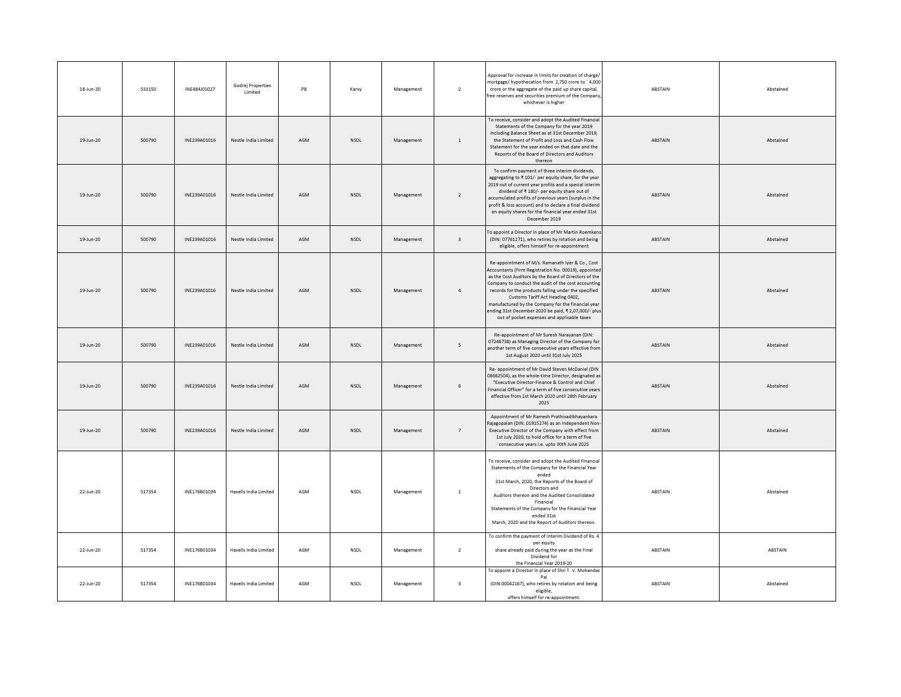| | | | | | | | | | | |
|---|---|---|---|---|---|---|---|---|---|---|
| 18-Jun-20 | 533150 | INE484J01027 | Godrej Properties Limited | PB | Karvy | Management | 2 | Approval for increase in limits for creation of charge/ mortgage/ hypothecation from 2,750 crore to ` 4,000 crore or the aggregate of the paid up share capital, free reserves and securities premium of the Company, whichever is higher | ABSTAIN | Abstained |
| 19-Jun-20 | 500790 | INE239A01016 | Nestle India Limited | AGM | NSDL | Management | 1 | To receive, consider and adopt the Audited Financial Statements of the Company for the year 2019 including Balance Sheet as at 31st December 2019, the Statement of Profit and Loss and Cash Flow Statement for the year ended on that date and the Reports of the Board of Directors and Auditors thereon | ABSTAIN | Abstained |
| 19-Jun-20 | 500790 | INE239A01016 | Nestle India Limited | AGM | NSDL | Management | 2 | To confirm payment of three interim dividends, aggregating to ₹ 101/- per equity share, for the year 2019 out of current year profits and a special interim dividend of ₹ 180/- per equity share out of accumulated profits of previous years (surplus in the profit & loss account) and to declare a final dividend on equity shares for the financial year ended 31st December 2019 | ABSTAIN | Abstained |
| 19-Jun-20 | 500790 | INE239A01016 | Nestle India Limited | AGM | NSDL | Management | 3 | To appoint a Director in place of Mr Martin Roemkens (DIN: 07761271), who retires by rotation and being eligible, offers himself for re-appointment | ABSTAIN | Abstained |
| 19-Jun-20 | 500790 | INE239A01016 | Nestle India Limited | AGM | NSDL | Management | 4 | Re-appointment of M/s. Ramanath Iyer & Co., Cost Accountants (Firm Registration No. 00019), appointed as the Cost Auditors by the Board of Directors of the Company to conduct the audit of the cost accounting records for the products falling under the specified Customs Tariff Act Heading 0402, manufactured by the Company for the financial year ending 31st December 2020 be paid, ₹ 2,07,000/- plus out of pocket expenses and applicable taxes | ABSTAIN | Abstained |
| 19-Jun-20 | 500790 | INE239A01016 | Nestle India Limited | AGM | NSDL | Management | 5 | Re-appointment of Mr Suresh Narayanan (DIN: 07246738) as Managing Director of the Company for another term of five consecutive years effective from 1st August 2020 until 31st July 2025 | ABSTAIN | Abstained |
| 19-Jun-20 | 500790 | INE239A01016 | Nestle India Limited | AGM | NSDL | Management | 6 | Re- appointment of Mr David Steven McDaniel (DIN 08662504), as the whole-time Director, designated as "Executive Director-Finance & Control and Chief Financial Officer" for a term of five consecutive years effective from 1st March 2020 until 28th February 2025 | ABSTAIN | Abstained |
| 19-Jun-20 | 500790 | INE239A01016 | Nestle India Limited | AGM | NSDL | Management | 7 | Appointment of Mr Ramesh Prathivadibhayankara Rajagopalan (DIN: 01915274) as an Independent Non-Executive Director of the Company with effect from 1st July 2020, to hold office for a term of five consecutive years i.e. upto 30th June 2025 | ABSTAIN | Abstained |
| 22-Jun-20 | 517354 | INE176B01034 | Havells India Limited | AGM | NSDL | Management | 1 | To receive, consider and adopt the Audited Financial Statements of the Company for the Financial Year ended 31st March, 2020, the Reports of the Board of Directors and Auditors thereon and the Audited Consolidated Financial Statements of the Company for the Financial Year ended 31st March, 2020 and the Report of Auditors thereon. | ABSTAIN | Abstained |
| 22-Jun-20 | 517354 | INE176B01034 | Havells India Limited | AGM | NSDL | Management | 2 | To confirm the payment of Interim Dividend of Rs. 4 per equity share already paid during the year as the Final Dividend for the Financial Year 2019-20 | ABSTAIN | ABSTAIN |
| 22-Jun-20 | 517354 | INE176B01034 | Havells India Limited | AGM | NSDL | Management | 3 | To appoint a Director in place of Shri T. V. Mohandas Pai (DIN:00042167), who retires by rotation and being eligible, offers himself for re-appointment. | ABSTAIN | Abstained |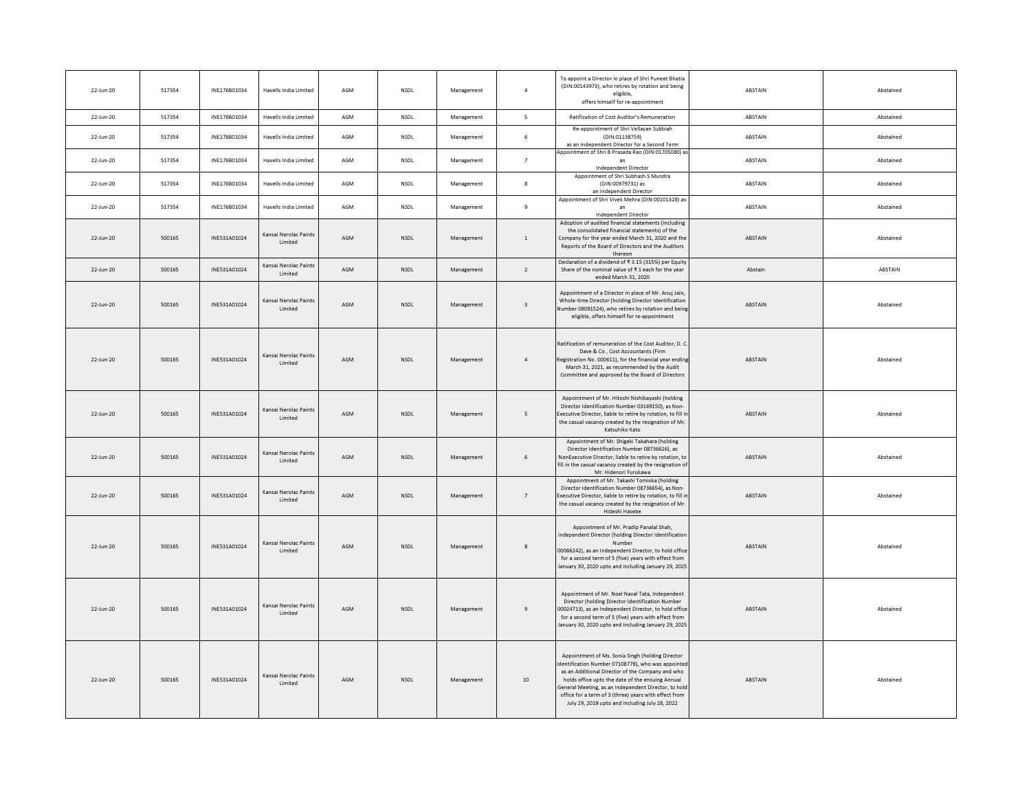| | | | | | | | | | | |
|---|---|---|---|---|---|---|---|---|---|---|
| 22-Jun-20 | 517354 | INE176B01034 | Havells India Limited | AGM | NSDL | Management | 4 | To appoint a Director in place of Shri Puneet Bhatia (DIN:00143973), who retires by rotation and being eligible, offers himself for re-appointment | ABSTAIN | Abstained |
| 22-Jun-20 | 517354 | INE176B01034 | Havells India Limited | AGM | NSDL | Management | 5 | Ratification of Cost Auditor's Remuneration | ABSTAIN | Abstained |
| 22-Jun-20 | 517354 | INE176B01034 | Havells India Limited | AGM | NSDL | Management | 6 | Re-appointment of Shri Vellayan Subbiah (DIN:01138759) as an Independent Director for a Second Term | ABSTAIN | Abstained |
| 22-Jun-20 | 517354 | INE176B01034 | Havells India Limited | AGM | NSDL | Management | 7 | Appointment of Shri B Prasada Rao (DIN:01705080) as an Independent Director | ABSTAIN | Abstained |
| 22-Jun-20 | 517354 | INE176B01034 | Havells India Limited | AGM | NSDL | Management | 8 | Appointment of Shri Subhash S Mundra (DIN:00979731) as an Independent Director | ABSTAIN | Abstained |
| 22-Jun-20 | 517354 | INE176B01034 | Havells India Limited | AGM | NSDL | Management | 9 | Appointment of Shri Vivek Mehra (DIN:00101328) as an Independent Director | ABSTAIN | Abstained |
| 22-Jun-20 | 500165 | INE531A01024 | Kansai Nerolac Paints Limited | AGM | NSDL | Management | 1 | Adoption of audited financial statements (including the consolidated financial statements) of the Company for the year ended March 31, 2020 and the Reports of the Board of Directors and the Auditors thereon | ABSTAIN | Abstained |
| 22-Jun-20 | 500165 | INE531A01024 | Kansai Nerolac Paints Limited | AGM | NSDL | Management | 2 | Declaration of a dividend of ₹ 3.15 (315%) per Equity Share of the nominal value of ₹ 1 each for the year ended March 31, 2020 | Abstain | ABSTAIN |
| 22-Jun-20 | 500165 | INE531A01024 | Kansai Nerolac Paints Limited | AGM | NSDL | Management | 3 | Appointment of a Director in place of Mr. Anuj Jain, Whole-time Director (holding Director Identification Number 08091524), who retires by rotation and being eligible, offers himself for re-appointment | ABSTAIN | Abstained |
| 22-Jun-20 | 500165 | INE531A01024 | Kansai Nerolac Paints Limited | AGM | NSDL | Management | 4 | Ratification of remuneration of the Cost Auditor, D. C. Dave & Co., Cost Accountants (Firm Registration No. 000611), for the financial year ending March 31, 2021, as recommended by the Audit Committee and approved by the Board of Directors | ABSTAIN | Abstained |
| 22-Jun-20 | 500165 | INE531A01024 | Kansai Nerolac Paints Limited | AGM | NSDL | Management | 5 | Appointment of Mr. Hitoshi Nishibayashi (holding Director Identification Number 03169150), as Non-Executive Director, liable to retire by rotation, to fill in the casual vacancy created by the resignation of Mr. Katsuhiko Kato | ABSTAIN | Abstained |
| 22-Jun-20 | 500165 | INE531A01024 | Kansai Nerolac Paints Limited | AGM | NSDL | Management | 6 | Appointment of Mr. Shigeki Takahara (holding Director Identification Number 08736626), as NonExecutive Director, liable to retire by rotation, to fill in the casual vacancy created by the resignation of Mr. Hidenori Furukawa | ABSTAIN | Abstained |
| 22-Jun-20 | 500165 | INE531A01024 | Kansai Nerolac Paints Limited | AGM | NSDL | Management | 7 | Appointment of Mr. Takashi Tomioka (holding Director Identification Number 08736654), as Non-Executive Director, liable to retire by rotation, to fill in the casual vacancy created by the resignation of Mr. Hideshi Hasebe | ABSTAIN | Abstained |
| 22-Jun-20 | 500165 | INE531A01024 | Kansai Nerolac Paints Limited | AGM | NSDL | Management | 8 | Appointment of Mr. Pradip Panalal Shah, Independent Director (holding Director Identification Number 00066242), as an Independent Director, to hold office for a second term of 5 (five) years with effect from January 30, 2020 upto and including January 29, 2025 | ABSTAIN | Abstained |
| 22-Jun-20 | 500165 | INE531A01024 | Kansai Nerolac Paints Limited | AGM | NSDL | Management | 9 | Appointment of Mr. Noel Naval Tata, Independent Director (holding Director Identification Number 00024713), as an Independent Director, to hold office for a second term of 5 (five) years with effect from January 30, 2020 upto and including January 29, 2025 | ABSTAIN | Abstained |
| 22-Jun-20 | 500165 | INE531A01024 | Kansai Nerolac Paints Limited | AGM | NSDL | Management | 10 | Appointment of Ms. Sonia Singh (holding Director Identification Number 07108778), who was appointed as an Additional Director of the Company and who holds office upto the date of the ensuing Annual General Meeting, as an Independent Director, to hold office for a term of 3 (three) years with effect from July 29, 2019 upto and including July 28, 2022 | ABSTAIN | Abstained |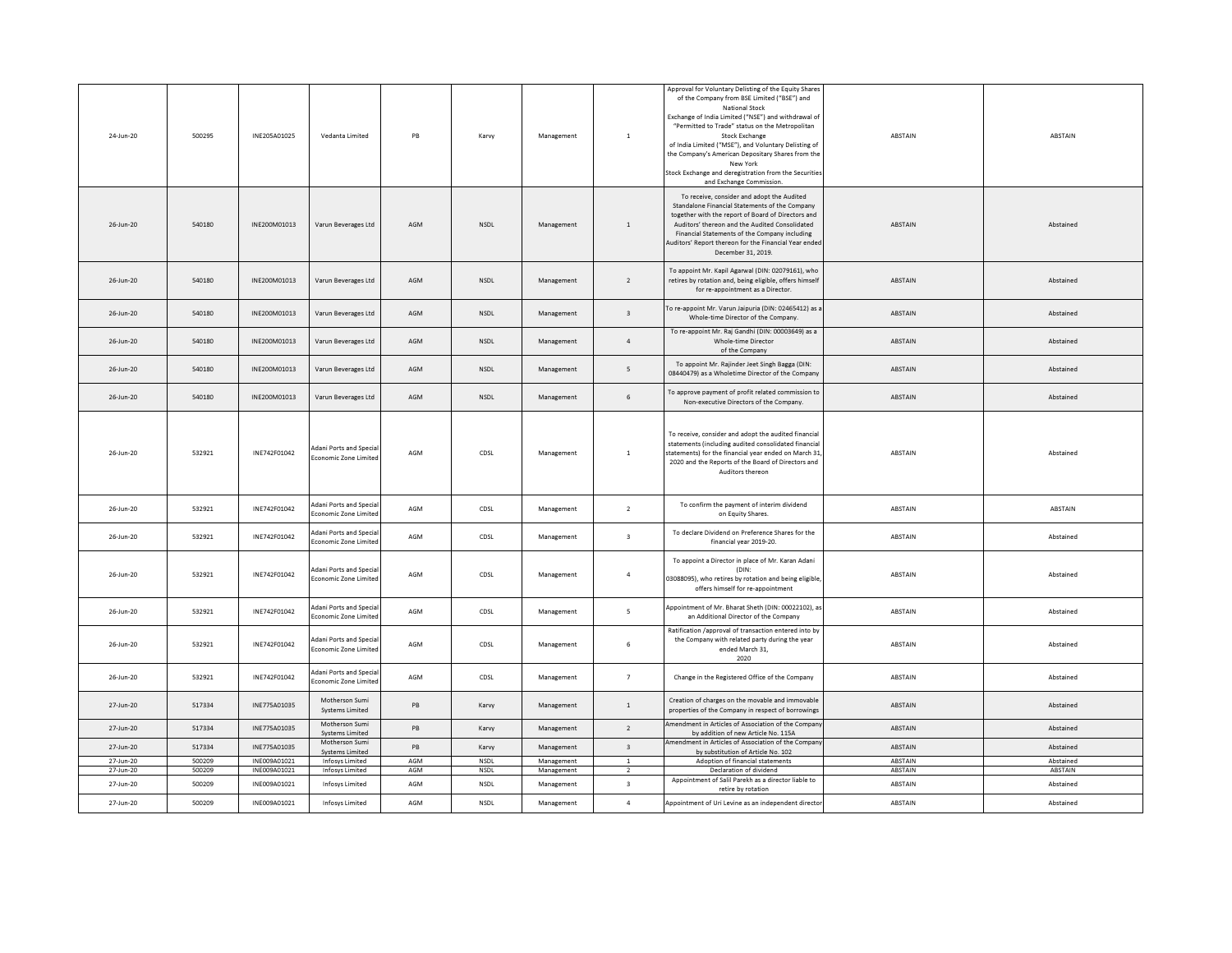| | | | | | | | | | | |
|---|---|---|---|---|---|---|---|---|---|---|
| 24-Jun-20 | 500295 | INE205A01025 | Vedanta Limited | PB | Karvy | Management | 1 | Approval for Voluntary Delisting of the Equity Shares of the Company from BSE Limited ("BSE") and National Stock Exchange of India Limited ("NSE") and withdrawal of "Permitted to Trade" status on the Metropolitan Stock Exchange of India Limited ("MSE"), and Voluntary Delisting of the Company's American Depositary Shares from the New York Stock Exchange and deregistration from the Securities and Exchange Commission. | ABSTAIN | ABSTAIN |
| 26-Jun-20 | 540180 | INE200M01013 | Varun Beverages Ltd | AGM | NSDL | Management | 1 | To receive, consider and adopt the Audited Standalone Financial Statements of the Company together with the report of Board of Directors and Auditors thereon and the Audited Consolidated Financial Statements of the Company including Auditors' Report thereon for the Financial Year ended December 31, 2019. | ABSTAIN | Abstained |
| 26-Jun-20 | 540180 | INE200M01013 | Varun Beverages Ltd | AGM | NSDL | Management | 2 | To appoint Mr. Kapil Agarwal (DIN: 02079161), who retires by rotation and, being eligible, offers himself for re-appointment as a Director. | ABSTAIN | Abstained |
| 26-Jun-20 | 540180 | INE200M01013 | Varun Beverages Ltd | AGM | NSDL | Management | 3 | To re-appoint Mr. Varun Jaipuria (DIN: 02465412) as a Whole-time Director of the Company. | ABSTAIN | Abstained |
| 26-Jun-20 | 540180 | INE200M01013 | Varun Beverages Ltd | AGM | NSDL | Management | 4 | To re-appoint Mr. Raj Gandhi (DIN: 00003649) as a Whole-time Director of the Company | ABSTAIN | Abstained |
| 26-Jun-20 | 540180 | INE200M01013 | Varun Beverages Ltd | AGM | NSDL | Management | 5 | To appoint Mr. Rajinder Jeet Singh Bagga (DIN: 08440479) as a Wholetime Director of the Company | ABSTAIN | Abstained |
| 26-Jun-20 | 540180 | INE200M01013 | Varun Beverages Ltd | AGM | NSDL | Management | 6 | To approve payment of profit related commission to Non-executive Directors of the Company. | ABSTAIN | Abstained |
| 26-Jun-20 | 532921 | INE742F01042 | Adani Ports and Special Economic Zone Limited | AGM | CDSL | Management | 1 | To receive, consider and adopt the audited financial statements (including audited consolidated financial statements) for the financial year ended on March 31, 2020 and the Reports of the Board of Directors and Auditors thereon | ABSTAIN | Abstained |
| 26-Jun-20 | 532921 | INE742F01042 | Adani Ports and Special Economic Zone Limited | AGM | CDSL | Management | 2 | To confirm the payment of interim dividend on Equity Shares. | ABSTAIN | ABSTAIN |
| 26-Jun-20 | 532921 | INE742F01042 | Adani Ports and Special Economic Zone Limited | AGM | CDSL | Management | 3 | To declare Dividend on Preference Shares for the financial year 2019-20. | ABSTAIN | Abstained |
| 26-Jun-20 | 532921 | INE742F01042 | Adani Ports and Special Economic Zone Limited | AGM | CDSL | Management | 4 | To appoint a Director in place of Mr. Karan Adani (DIN: 03088095), who retires by rotation and being eligible, offers himself for re-appointment | ABSTAIN | Abstained |
| 26-Jun-20 | 532921 | INE742F01042 | Adani Ports and Special Economic Zone Limited | AGM | CDSL | Management | 5 | Appointment of Mr. Bharat Sheth (DIN: 00022102), as an Additional Director of the Company | ABSTAIN | Abstained |
| 26-Jun-20 | 532921 | INE742F01042 | Adani Ports and Special Economic Zone Limited | AGM | CDSL | Management | 6 | Ratification /approval of transaction entered into by the Company with related party during the year ended March 31, 2020 | ABSTAIN | Abstained |
| 26-Jun-20 | 532921 | INE742F01042 | Adani Ports and Special Economic Zone Limited | AGM | CDSL | Management | 7 | Change in the Registered Office of the Company | ABSTAIN | Abstained |
| 27-Jun-20 | 517334 | INE775A01035 | Motherson Sumi Systems Limited | PB | Karvy | Management | 1 | Creation of charges on the movable and immovable properties of the Company in respect of borrowings | ABSTAIN | Abstained |
| 27-Jun-20 | 517334 | INE775A01035 | Motherson Sumi Systems Limited | PB | Karvy | Management | 2 | Amendment in Articles of Association of the Company by addition of new Article No. 115A | ABSTAIN | Abstained |
| 27-Jun-20 | 517334 | INE775A01035 | Motherson Sumi Systems Limited | PB | Karvy | Management | 3 | Amendment in Articles of Association of the Company by substitution of Article No. 102 | ABSTAIN | Abstained |
| 27-Jun-20 | 500209 | INE009A01021 | Infosys Limited | AGM | NSDL | Management | 1 | Adoption of financial statements | ABSTAIN | Abstained |
| 27-Jun-20 | 500209 | INE009A01021 | Infosys Limited | AGM | NSDL | Management | 2 | Declaration of dividend | ABSTAIN | ABSTAIN |
| 27-Jun-20 | 500209 | INE009A01021 | Infosys Limited | AGM | NSDL | Management | 3 | Appointment of Salil Parekh as a director liable to retire by rotation | ABSTAIN | Abstained |
| 27-Jun-20 | 500209 | INE009A01021 | Infosys Limited | AGM | NSDL | Management | 4 | Appointment of Uri Levine as an independent director | ABSTAIN | Abstained |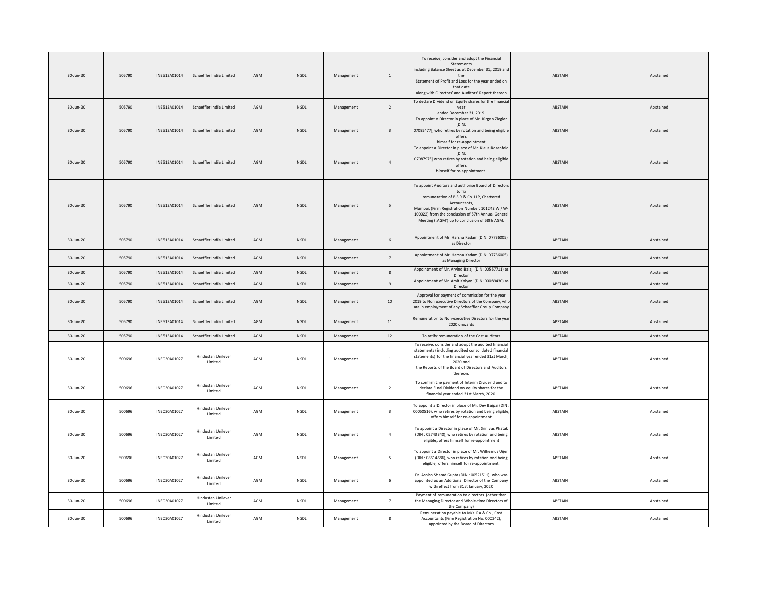| | | | | | | | | | | |
|---|---|---|---|---|---|---|---|---|---|---|
| 30-Jun-20 | 505790 | INE513A01014 | Schaeffler India Limited | AGM | NSDL | Management | 1 | To receive, consider and adopt the Financial Statements including Balance Sheet as at December 31, 2019 and the Statement of Profit and Loss for the year ended on that date along with Directors' and Auditors' Report thereon | ABSTAIN | Abstained |
| 30-Jun-20 | 505790 | INE513A01014 | Schaeffler India Limited | AGM | NSDL | Management | 2 | To declare Dividend on Equity shares for the financial year ended December 31, 2019. | ABSTAIN | Abstained |
| 30-Jun-20 | 505790 | INE513A01014 | Schaeffler India Limited | AGM | NSDL | Management | 3 | To appoint a Director in place of Mr. Jürgen Ziegler [DIN: 07092477], who retires by rotation and being eligible offers himself for re-appointment | ABSTAIN | Abstained |
| 30-Jun-20 | 505790 | INE513A01014 | Schaeffler India Limited | AGM | NSDL | Management | 4 | To appoint a Director in place of Mr. Klaus Rosenfeld [DIN: 07087975] who retires by rotation and being eligible offers himself for re-appointment. | ABSTAIN | Abstained |
| 30-Jun-20 | 505790 | INE513A01014 | Schaeffler India Limited | AGM | NSDL | Management | 5 | To appoint Auditors and authorise Board of Directors to fix remuneration of B S R & Co. LLP, Chartered Accountants, Mumbai, (Firm Registration Number: 101248 W / W-100022) from the conclusion of 57th Annual General Meeting ('AGM') up to conclusion of 58th AGM. | ABSTAIN | Abstained |
| 30-Jun-20 | 505790 | INE513A01014 | Schaeffler India Limited | AGM | NSDL | Management | 6 | Appointment of Mr. Harsha Kadam (DIN: 07736005) as Director | ABSTAIN | Abstained |
| 30-Jun-20 | 505790 | INE513A01014 | Schaeffler India Limited | AGM | NSDL | Management | 7 | Appointment of Mr. Harsha Kadam (DIN: 07736005) as Managing Director | ABSTAIN | Abstained |
| 30-Jun-20 | 505790 | INE513A01014 | Schaeffler India Limited | AGM | NSDL | Management | 8 | Appointment of Mr. Arvind Balaji (DIN: 00557711) as Director | ABSTAIN | Abstained |
| 30-Jun-20 | 505790 | INE513A01014 | Schaeffler India Limited | AGM | NSDL | Management | 9 | Appointment of Mr. Amit Kalyani (DIN: 00089430) as Director | ABSTAIN | Abstained |
| 30-Jun-20 | 505790 | INE513A01014 | Schaeffler India Limited | AGM | NSDL | Management | 10 | Approval for payment of commission for the year 2019 to Non executive Directors of the Company, who are in employment of any Schaeffler Group Company | ABSTAIN | Abstained |
| 30-Jun-20 | 505790 | INE513A01014 | Schaeffler India Limited | AGM | NSDL | Management | 11 | Remuneration to Non-executive Directors for the year 2020 onwards | ABSTAIN | Abstained |
| 30-Jun-20 | 505790 | INE513A01014 | Schaeffler India Limited | AGM | NSDL | Management | 12 | To ratify remuneration of the Cost Auditors | ABSTAIN | Abstained |
| 30-Jun-20 | 500696 | INE030A01027 | Hindustan Unilever Limited | AGM | NSDL | Management | 1 | To receive, consider and adopt the audited financial statements (including audited consolidated financial statements) for the financial year ended 31st March, 2020 and the Reports of the Board of Directors and Auditors thereon. | ABSTAIN | Abstained |
| 30-Jun-20 | 500696 | INE030A01027 | Hindustan Unilever Limited | AGM | NSDL | Management | 2 | To confirm the payment of Interim Dividend and to declare Final Dividend on equity shares for the financial year ended 31st March, 2020. | ABSTAIN | Abstained |
| 30-Jun-20 | 500696 | INE030A01027 | Hindustan Unilever Limited | AGM | NSDL | Management | 3 | To appoint a Director in place of Mr. Dev Bajpai (DIN : 00050516), who retires by rotation and being eligible, offers himself for re-appointment | ABSTAIN | Abstained |
| 30-Jun-20 | 500696 | INE030A01027 | Hindustan Unilever Limited | AGM | NSDL | Management | 4 | To appoint a Director in place of Mr. Srinivas Phatak (DIN : 02743340), who retires by rotation and being eligible, offers himself for re-appointment | ABSTAIN | Abstained |
| 30-Jun-20 | 500696 | INE030A01027 | Hindustan Unilever Limited | AGM | NSDL | Management | 5 | To appoint a Director in place of Mr. Wilhemus Uijen (DIN : 08614686), who retires by rotation and being eligible, offers himself for re-appointment. | ABSTAIN | Abstained |
| 30-Jun-20 | 500696 | INE030A01027 | Hindustan Unilever Limited | AGM | NSDL | Management | 6 | Dr. Ashish Sharad Gupta (DIN : 00521511), who was appointed as an Additional Director of the Company with effect from 31st January, 2020 | ABSTAIN | Abstained |
| 30-Jun-20 | 500696 | INE030A01027 | Hindustan Unilever Limited | AGM | NSDL | Management | 7 | Payment of remuneration to directors (other than the Managing Director and Whole-time Directors of the Company) | ABSTAIN | Abstained |
| 30-Jun-20 | 500696 | INE030A01027 | Hindustan Unilever Limited | AGM | NSDL | Management | 8 | Remuneration payable to M/s. RA & Co., Cost Accountants (Firm Registration No. 000242), appointed by the Board of Directors | ABSTAIN | Abstained |